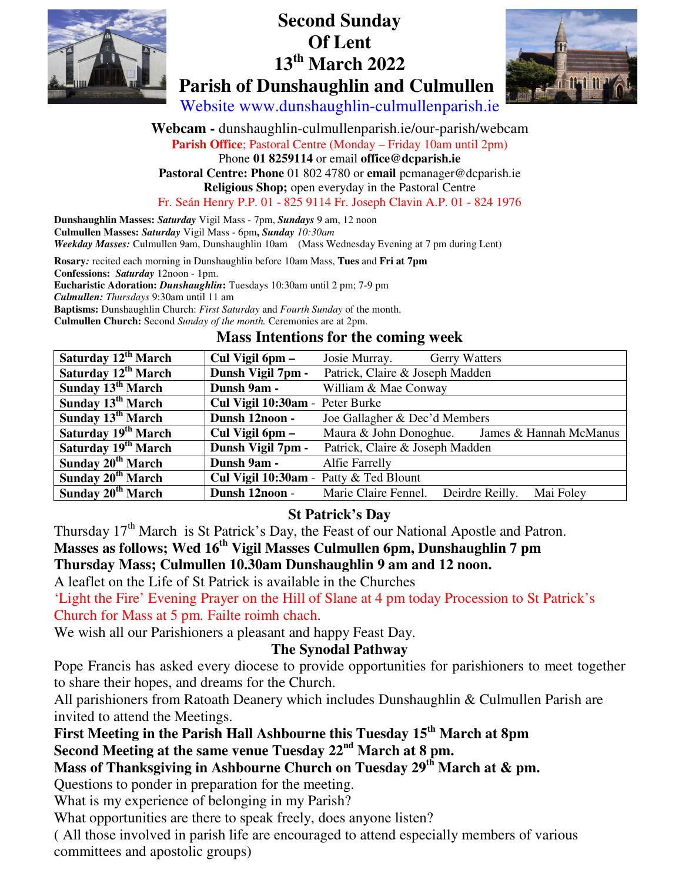# Second Sunday Of Lent 13th March 2022

# Parish of Dunshaughlin and Culmullen

Website www.dunshaughlin-culmullenparish.ie

**Webcam -** dunshaughlin-culmullenparish.ie/our-parish/webcam

**Parish Office**; Pastoral Centre (Monday – Friday 10am until 2pm)

Phone **01 8259114** or email **office@dcparish.ie**

**Pastoral Centre: Phone** 01 802 4780 or **email** pcmanager@dcparish.ie

**Religious Shop;** open everyday in the Pastoral Centre

Fr. Seán Henry P.P. 01 - 825 9114 Fr. Joseph Clavin A.P. 01 - 824 1976

**Dunshaughlin Masses:** ***Saturday*** Vigil Mass - 7pm, ***Sundays*** 9 am, 12 noon
**Culmullen Masses:** ***Saturday*** Vigil Mass - 6pm**, *Sunday*** *10:30am*
***Weekday Masses:*** Culmullen 9am, Dunshaughlin 10am (Mass Wednesday Evening at 7 pm during Lent)

**Rosary***:* recited each morning in Dunshaughlin before 10am Mass, **Tues** and **Fri at 7pm**
**Confessions:** ***Saturday*** 12noon - 1pm.
**Eucharistic Adoration: *Dunshaughlin*:** Tuesdays 10:30am until 2 pm; 7-9 pm
***Culmullen:*** *Thursdays* 9:30am until 11 am
**Baptisms:** Dunshaughlin Church: *First Saturday* and *Fourth Sunday* of the month.
**Culmullen Church:** Second *Sunday of the month.* Ceremonies are at 2pm.

## Mass Intentions for the coming week

| | | |
|---|---|---|
| **Saturday 12th March** | **Cul Vigil 6pm –** | Josie Murray. Gerry Watters |
| **Saturday 12th March** | **Dunsh Vigil 7pm -** | Patrick, Claire & Joseph Madden |
| **Sunday 13th March** | **Dunsh 9am -** | William & Mae Conway |
| **Sunday 13th March** | **Cul Vigil 10:30am -** | Peter Burke |
| **Sunday 13th March** | **Dunsh 12noon -** | Joe Gallagher & Dec'd Members |
| **Saturday 19th March** | **Cul Vigil 6pm –** | Maura & John Donoghue. James & Hannah McManus |
| **Saturday 19th March** | **Dunsh Vigil 7pm -** | Patrick, Claire & Joseph Madden |
| **Sunday 20th March** | **Dunsh 9am -** | Alfie Farrelly |
| **Sunday 20th March** | **Cul Vigil 10:30am -** | Patty & Ted Blount |
| **Sunday 20th March** | **Dunsh 12noon -** | Marie Claire Fennel. Deirdre Reilly. Mai Foley |

## St Patrick's Day

Thursday 17th March is St Patrick's Day, the Feast of our National Apostle and Patron.

**Masses as follows; Wed 16th Vigil Masses Culmullen 6pm, Dunshaughlin 7 pm**
**Thursday Mass; Culmullen 10.30am Dunshaughlin 9 am and 12 noon.**

A leaflet on the Life of St Patrick is available in the Churches

'Light the Fire' Evening Prayer on the Hill of Slane at 4 pm today Procession to St Patrick's Church for Mass at 5 pm. Failte roimh chach.

We wish all our Parishioners a pleasant and happy Feast Day.

## The Synodal Pathway

Pope Francis has asked every diocese to provide opportunities for parishioners to meet together to share their hopes, and dreams for the Church.

All parishioners from Ratoath Deanery which includes Dunshaughlin & Culmullen Parish are invited to attend the Meetings.

**First Meeting in the Parish Hall Ashbourne this Tuesday 15th March at 8pm**
**Second Meeting at the same venue Tuesday 22nd March at 8 pm.**
**Mass of Thanksgiving in Ashbourne Church on Tuesday 29th March at & pm.**

Questions to ponder in preparation for the meeting.
What is my experience of belonging in my Parish?
What opportunities are there to speak freely, does anyone listen?
( All those involved in parish life are encouraged to attend especially members of various committees and apostolic groups)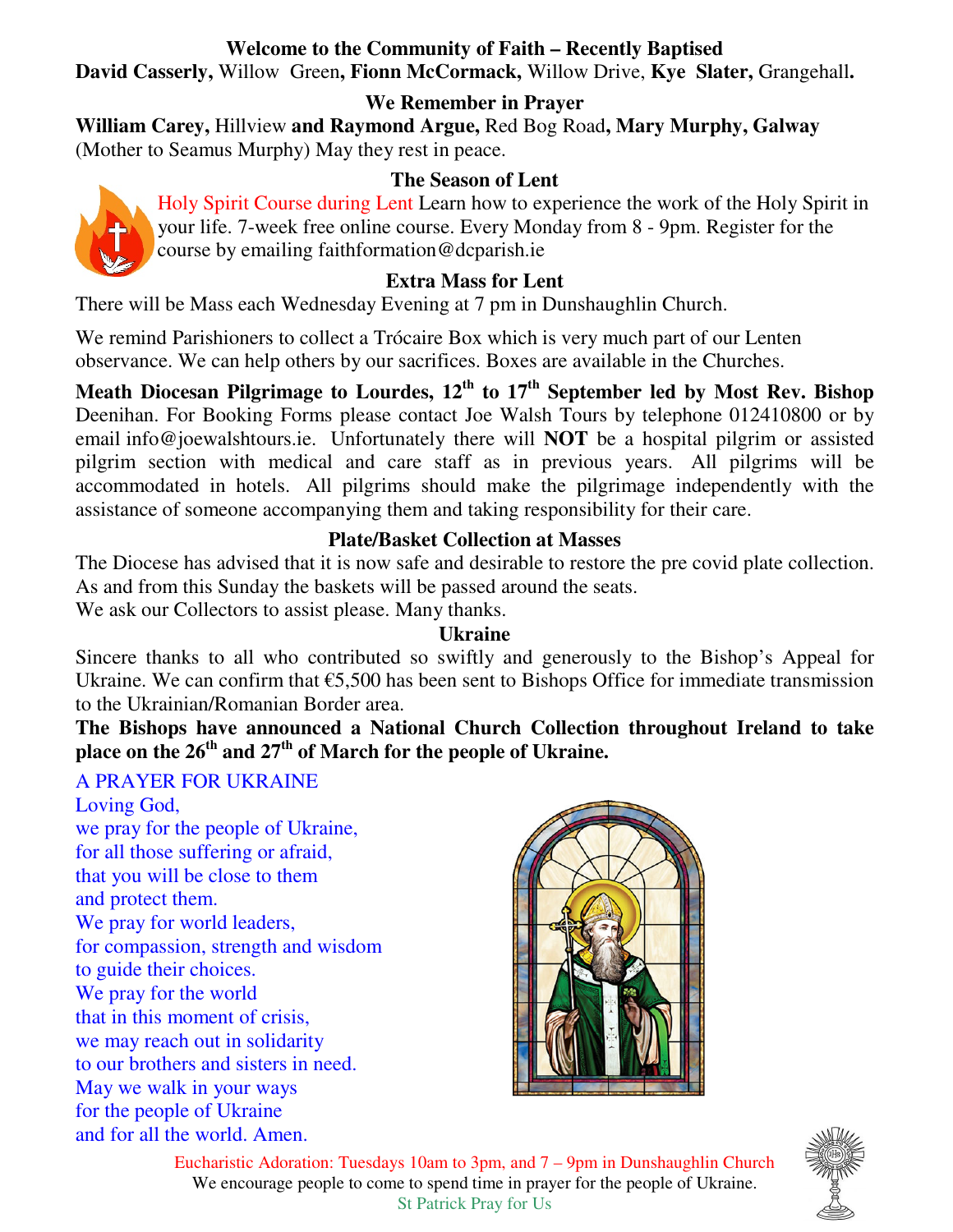## Welcome to the Community of Faith – Recently Baptised

**David Casserly,** Willow Green**, Fionn McCormack,** Willow Drive, **Kye Slater,** Grangehall**.**

## We Remember in Prayer

**William Carey,** Hillview **and Raymond Argue,** Red Bog Road**, Mary Murphy, Galway** (Mother to Seamus Murphy) May they rest in peace.

## The Season of Lent

Holy Spirit Course during Lent Learn how to experience the work of the Holy Spirit in your life. 7-week free online course. Every Monday from 8 - 9pm. Register for the course by emailing faithformation@dcparish.ie

## Extra Mass for Lent

There will be Mass each Wednesday Evening at 7 pm in Dunshaughlin Church.

We remind Parishioners to collect a Trócaire Box which is very much part of our Lenten observance. We can help others by our sacrifices. Boxes are available in the Churches.

**Meath Diocesan Pilgrimage to Lourdes, 12th to 17th September led by Most Rev. Bishop** Deenihan. For Booking Forms please contact Joe Walsh Tours by telephone 012410800 or by email info@joewalshtours.ie. Unfortunately there will **NOT** be a hospital pilgrim or assisted pilgrim section with medical and care staff as in previous years. All pilgrims will be accommodated in hotels. All pilgrims should make the pilgrimage independently with the assistance of someone accompanying them and taking responsibility for their care.

## Plate/Basket Collection at Masses

The Diocese has advised that it is now safe and desirable to restore the pre covid plate collection. As and from this Sunday the baskets will be passed around the seats.
We ask our Collectors to assist please. Many thanks.

## Ukraine

Sincere thanks to all who contributed so swiftly and generously to the Bishop's Appeal for Ukraine. We can confirm that €5,500 has been sent to Bishops Office for immediate transmission to the Ukrainian/Romanian Border area.

**The Bishops have announced a National Church Collection throughout Ireland to take place on the 26th and 27th of March for the people of Ukraine.**

A PRAYER FOR UKRAINE
Loving God,
we pray for the people of Ukraine,
for all those suffering or afraid,
that you will be close to them
and protect them.
We pray for world leaders,
for compassion, strength and wisdom
to guide their choices.
We pray for the world
that in this moment of crisis,
we may reach out in solidarity
to our brothers and sisters in need.
May we walk in your ways
for the people of Ukraine
and for all the world. Amen.

Eucharistic Adoration: Tuesdays 10am to 3pm, and 7 – 9pm in Dunshaughlin Church
We encourage people to come to spend time in prayer for the people of Ukraine.
St Patrick Pray for Us